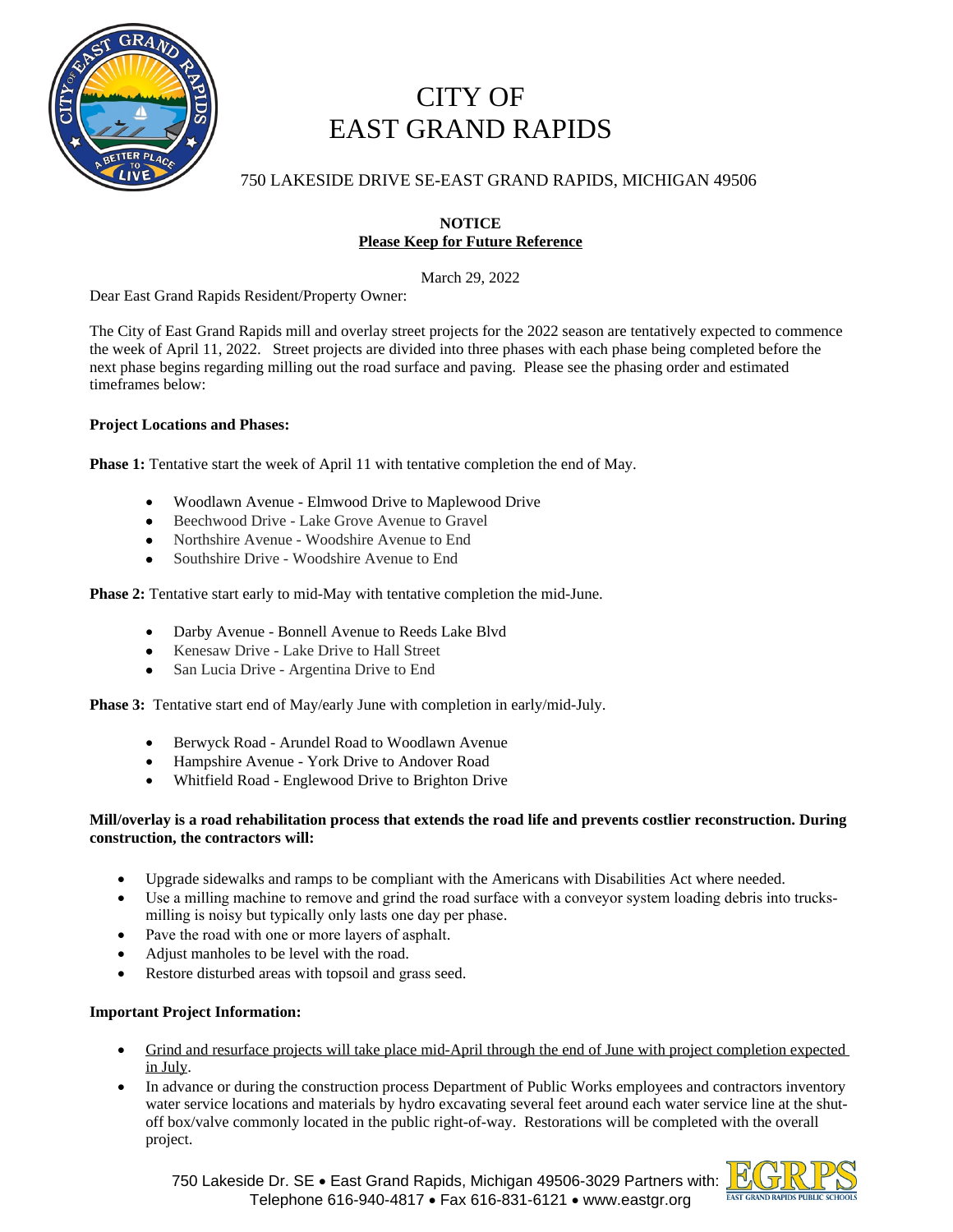# CITY OF EAST GRAND RAPIDS

750 LAKESIDE DRIVE SE-EAST GRAND RAPIDS, MICHIGAN 49506

**NOTICE**
**Please Keep for Future Reference**

March 29, 2022

Dear East Grand Rapids Resident/Property Owner:

The City of East Grand Rapids mill and overlay street projects for the 2022 season are tentatively expected to commence the week of April 11, 2022. Street projects are divided into three phases with each phase being completed before the next phase begins regarding milling out the road surface and paving. Please see the phasing order and estimated timeframes below:

**Project Locations and Phases:**

**Phase 1:** Tentative start the week of April 11 with tentative completion the end of May.

- Woodlawn Avenue - Elmwood Drive to Maplewood Drive
- Beechwood Drive - Lake Grove Avenue to Gravel
- Northshire Avenue - Woodshire Avenue to End
- Southshire Drive - Woodshire Avenue to End

**Phase 2:** Tentative start early to mid-May with tentative completion the mid-June.

- Darby Avenue - Bonnell Avenue to Reeds Lake Blvd
- Kenesaw Drive - Lake Drive to Hall Street
- San Lucia Drive - Argentina Drive to End

**Phase 3:** Tentative start end of May/early June with completion in early/mid-July.

- Berwyck Road - Arundel Road to Woodlawn Avenue
- Hampshire Avenue - York Drive to Andover Road
- Whitfield Road - Englewood Drive to Brighton Drive

**Mill/overlay is a road rehabilitation process that extends the road life and prevents costlier reconstruction. During construction, the contractors will:**

- Upgrade sidewalks and ramps to be compliant with the Americans with Disabilities Act where needed.
- Use a milling machine to remove and grind the road surface with a conveyor system loading debris into trucks- milling is noisy but typically only lasts one day per phase.
- Pave the road with one or more layers of asphalt.
- Adjust manholes to be level with the road.
- Restore disturbed areas with topsoil and grass seed.

**Important Project Information:**

- <u>Grind and resurface projects will take place mid-April through the end of June with project completion expected in July</u>.
- In advance or during the construction process Department of Public Works employees and contractors inventory water service locations and materials by hydro excavating several feet around each water service line at the shut-off box/valve commonly located in the public right-of-way. Restorations will be completed with the overall project.

750 Lakeside Dr. SE • East Grand Rapids, Michigan 49506-3029 Partners with: EGRPS East Grand Rapids Public Schools
Telephone 616-940-4817 • Fax 616-831-6121 • www.eastgr.org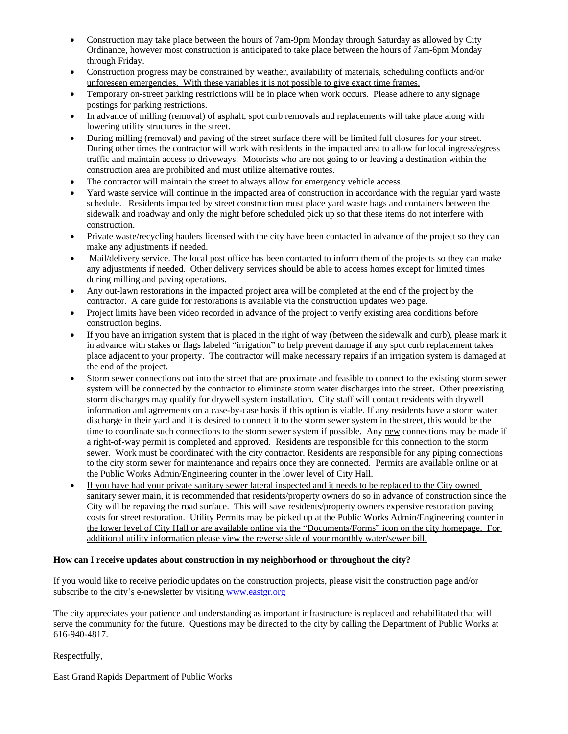- Construction may take place between the hours of 7am-9pm Monday through Saturday as allowed by City Ordinance, however most construction is anticipated to take place between the hours of 7am-6pm Monday through Friday.
- <u>Construction progress may be constrained by weather, availability of materials, scheduling conflicts and/or unforeseen emergencies. With these variables it is not possible to give exact time frames.</u>
- Temporary on-street parking restrictions will be in place when work occurs. Please adhere to any signage postings for parking restrictions.
- In advance of milling (removal) of asphalt, spot curb removals and replacements will take place along with lowering utility structures in the street.
- During milling (removal) and paving of the street surface there will be limited full closures for your street. During other times the contractor will work with residents in the impacted area to allow for local ingress/egress traffic and maintain access to driveways. Motorists who are not going to or leaving a destination within the construction area are prohibited and must utilize alternative routes.
- The contractor will maintain the street to always allow for emergency vehicle access.
- Yard waste service will continue in the impacted area of construction in accordance with the regular yard waste schedule. Residents impacted by street construction must place yard waste bags and containers between the sidewalk and roadway and only the night before scheduled pick up so that these items do not interfere with construction.
- Private waste/recycling haulers licensed with the city have been contacted in advance of the project so they can make any adjustments if needed.
- Mail/delivery service. The local post office has been contacted to inform them of the projects so they can make any adjustments if needed. Other delivery services should be able to access homes except for limited times during milling and paving operations.
- Any out-lawn restorations in the impacted project area will be completed at the end of the project by the contractor. A care guide for restorations is available via the construction updates web page.
- Project limits have been video recorded in advance of the project to verify existing area conditions before construction begins.
- <u>If you have an irrigation system that is placed in the right of way (between the sidewalk and curb), please mark it in advance with stakes or flags labeled "irrigation" to help prevent damage if any spot curb replacement takes place adjacent to your property. The contractor will make necessary repairs if an irrigation system is damaged at the end of the project.</u>
- Storm sewer connections out into the street that are proximate and feasible to connect to the existing storm sewer system will be connected by the contractor to eliminate storm water discharges into the street. Other preexisting storm discharges may qualify for drywell system installation. City staff will contact residents with drywell information and agreements on a case-by-case basis if this option is viable. If any residents have a storm water discharge in their yard and it is desired to connect it to the storm sewer system in the street, this would be the time to coordinate such connections to the storm sewer system if possible. Any <u>new</u> connections may be made if a right-of-way permit is completed and approved. Residents are responsible for this connection to the storm sewer. Work must be coordinated with the city contractor. Residents are responsible for any piping connections to the city storm sewer for maintenance and repairs once they are connected. Permits are available online or at the Public Works Admin/Engineering counter in the lower level of City Hall.
- <u>If you have had your private sanitary sewer lateral inspected and it needs to be replaced to the City owned sanitary sewer main, it is recommended that residents/property owners do so in advance of construction since the City will be repaving the road surface. This will save residents/property owners expensive restoration paving costs for street restoration. Utility Permits may be picked up at the Public Works Admin/Engineering counter in the lower level of City Hall or are available online via the "Documents/Forms" icon on the city homepage. For additional utility information please view the reverse side of your monthly water/sewer bill.</u>

**How can I receive updates about construction in my neighborhood or throughout the city?**

If you would like to receive periodic updates on the construction projects, please visit the construction page and/or subscribe to the city's e-newsletter by visiting [www.eastgr.org](www.eastgr.org)

The city appreciates your patience and understanding as important infrastructure is replaced and rehabilitated that will serve the community for the future. Questions may be directed to the city by calling the Department of Public Works at 616-940-4817.

Respectfully,

East Grand Rapids Department of Public Works